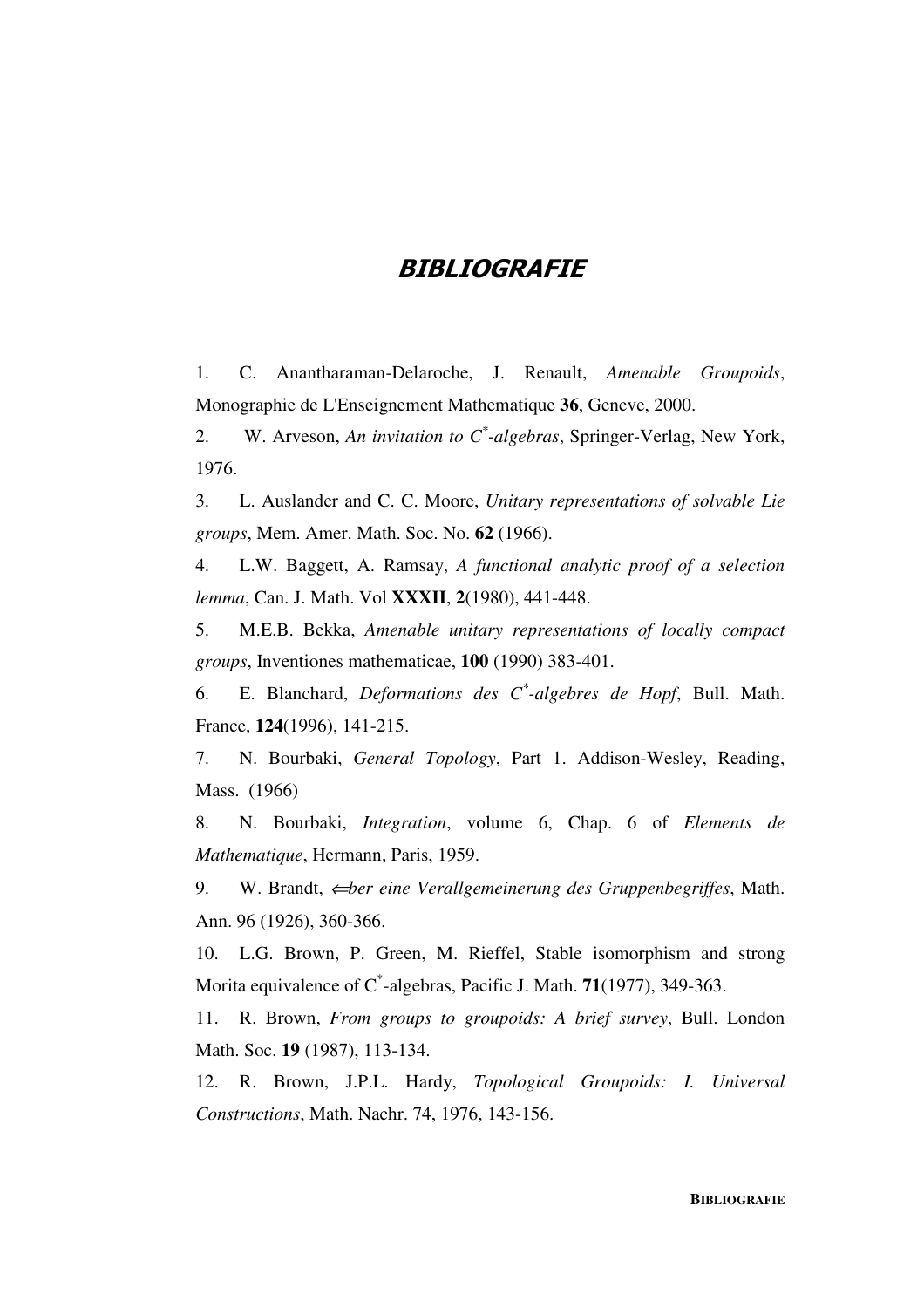# *BIBLIOGRAFIE*

1. C. Anantharaman-Delaroche, J. Renault, *Amenable Groupoids*, Monographie de L'Enseignement Mathematique **36**, Geneve, 2000.
2. W. Arveson, *An invitation to $C^*$-algebras*, Springer-Verlag, New York, 1976.
3. L. Auslander and C. C. Moore, *Unitary representations of solvable Lie groups*, Mem. Amer. Math. Soc. No. **62** (1966).
4. L.W. Baggett, A. Ramsay, *A functional analytic proof of a selection lemma*, Can. J. Math. Vol **XXXII**, **2**(1980), 441-448.
5. M.E.B. Bekka, *Amenable unitary representations of locally compact groups*, Inventiones mathematicae, **100** (1990) 383-401.
6. E. Blanchard, *Deformations des $C^*$-algebres de Hopf*, Bull. Math. France, **124**(1996), 141-215.
7. N. Bourbaki, *General Topology*, Part 1. Addison-Wesley, Reading, Mass. (1966)
8. N. Bourbaki, *Integration*, volume 6, Chap. 6 of *Elements de Mathematique*, Hermann, Paris, 1959.
9. W. Brandt, *⇐ber eine Verallgemeinerung des Gruppenbegriffes*, Math. Ann. 96 (1926), 360-366.
10. L.G. Brown, P. Green, M. Rieffel, Stable isomorphism and strong Morita equivalence of $C^*$-algebras, Pacific J. Math. **71**(1977), 349-363.
11. R. Brown, *From groups to groupoids: A brief survey*, Bull. London Math. Soc. **19** (1987), 113-134.
12. R. Brown, J.P.L. Hardy, *Topological Groupoids: I. Universal Constructions*, Math. Nachr. 74, 1976, 143-156.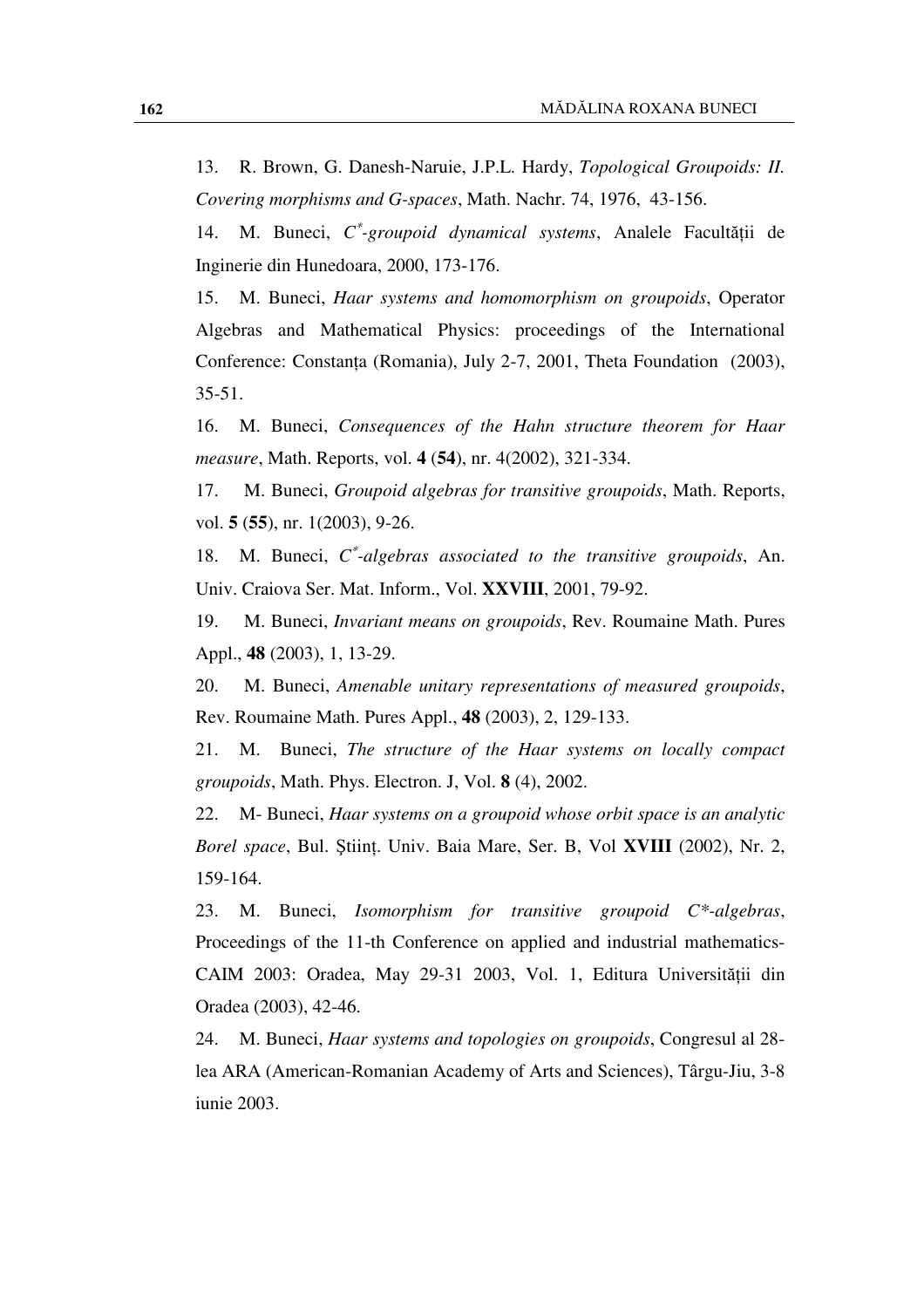13. R. Brown, G. Danesh-Naruie, J.P.L. Hardy, *Topological Groupoids: II. Covering morphisms and G-spaces*, Math. Nachr. 74, 1976, 43-156.

14. M. Buneci, *$C^*$-groupoid dynamical systems*, Analele Facultății de Inginerie din Hunedoara, 2000, 173-176.

15. M. Buneci, *Haar systems and homomorphism on groupoids*, Operator Algebras and Mathematical Physics: proceedings of the International Conference: Constanța (Romania), July 2-7, 2001, Theta Foundation (2003), 35-51.

16. M. Buneci, *Consequences of the Hahn structure theorem for Haar measure*, Math. Reports, vol. **4** (**54**), nr. 4(2002), 321-334.

17. M. Buneci, *Groupoid algebras for transitive groupoids*, Math. Reports, vol. **5** (**55**), nr. 1(2003), 9-26.

18. M. Buneci, *$C^*$-algebras associated to the transitive groupoids*, An. Univ. Craiova Ser. Mat. Inform., Vol. **XXVIII**, 2001, 79-92.

19. M. Buneci, *Invariant means on groupoids*, Rev. Roumaine Math. Pures Appl., **48** (2003), 1, 13-29.

20. M. Buneci, *Amenable unitary representations of measured groupoids*, Rev. Roumaine Math. Pures Appl., **48** (2003), 2, 129-133.

21. M. Buneci, *The structure of the Haar systems on locally compact groupoids*, Math. Phys. Electron. J, Vol. **8** (4), 2002.

22. M- Buneci, *Haar systems on a groupoid whose orbit space is an analytic Borel space*, Bul. Științ. Univ. Baia Mare, Ser. B, Vol **XVIII** (2002), Nr. 2, 159-164.

23. M. Buneci, *Isomorphism for transitive groupoid C\*-algebras*, Proceedings of the 11-th Conference on applied and industrial mathematics-CAIM 2003: Oradea, May 29-31 2003, Vol. 1, Editura Universității din Oradea (2003), 42-46.

24. M. Buneci, *Haar systems and topologies on groupoids*, Congresul al 28-lea ARA (American-Romanian Academy of Arts and Sciences), Târgu-Jiu, 3-8 iunie 2003.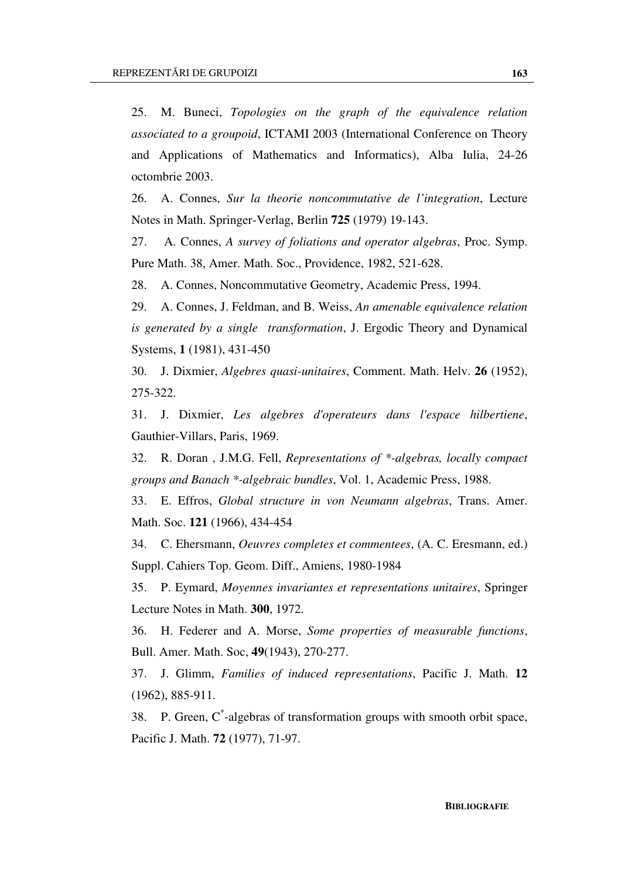25. M. Buneci, *Topologies on the graph of the equivalence relation associated to a groupoid*, ICTAMI 2003 (International Conference on Theory and Applications of Mathematics and Informatics), Alba Iulia, 24-26 octombrie 2003.

26. A. Connes, *Sur la theorie noncommutative de l'integration*, Lecture Notes in Math. Springer-Verlag, Berlin **725** (1979) 19-143.

27. A. Connes, *A survey of foliations and operator algebras*, Proc. Symp. Pure Math. 38, Amer. Math. Soc., Providence, 1982, 521-628.

28. A. Connes, Noncommutative Geometry, Academic Press, 1994.

29. A. Connes, J. Feldman, and B. Weiss, *An amenable equivalence relation is generated by a single transformation*, J. Ergodic Theory and Dynamical Systems, **1** (1981), 431-450

30. J. Dixmier, *Algebres quasi-unitaires*, Comment. Math. Helv. **26** (1952), 275-322.

31. J. Dixmier, *Les algebres d'operateurs dans l'espace hilbertiene*, Gauthier-Villars, Paris, 1969.

32. R. Doran , J.M.G. Fell, *Representations of *-algebras, locally compact groups and Banach *-algebraic bundles*, Vol. 1, Academic Press, 1988.

33. E. Effros, *Global structure in von Neumann algebras*, Trans. Amer. Math. Soc. **121** (1966), 434-454

34. C. Ehersmann, *Oeuvres completes et commentees*, (A. C. Eresmann, ed.) Suppl. Cahiers Top. Geom. Diff., Amiens, 1980-1984

35. P. Eymard, *Moyennes invariantes et representations unitaires*, Springer Lecture Notes in Math. **300**, 1972.

36. H. Federer and A. Morse, *Some properties of measurable functions*, Bull. Amer. Math. Soc, **49**(1943), 270-277.

37. J. Glimm, *Families of induced representations*, Pacific J. Math. **12** (1962), 885-911.

38. P. Green, $C^*$-algebras of transformation groups with smooth orbit space, Pacific J. Math. **72** (1977), 71-97.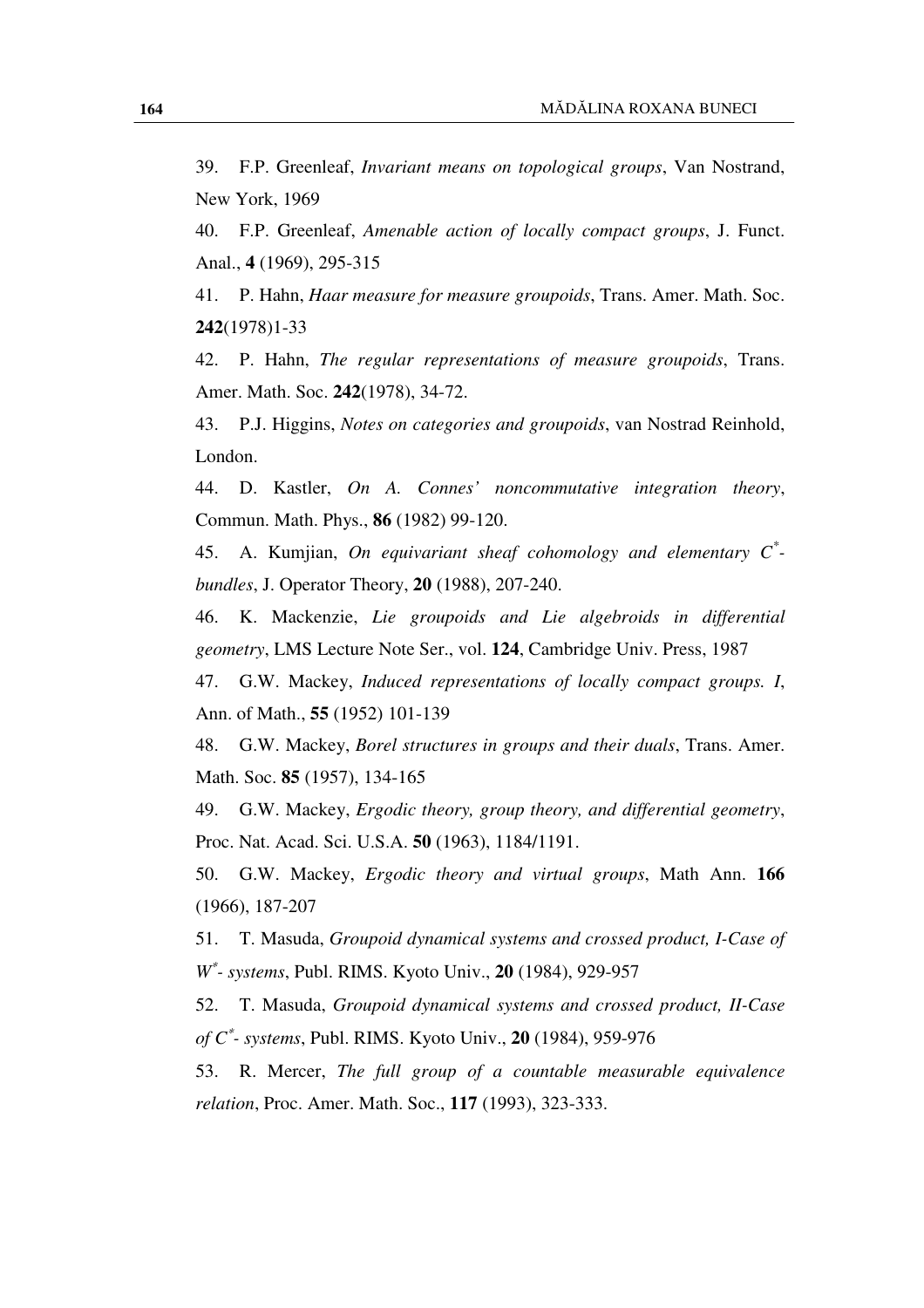39. F.P. Greenleaf, *Invariant means on topological groups*, Van Nostrand, New York, 1969

40. F.P. Greenleaf, *Amenable action of locally compact groups*, J. Funct. Anal., **4** (1969), 295-315

41. P. Hahn, *Haar measure for measure groupoids*, Trans. Amer. Math. Soc. **242**(1978)1-33

42. P. Hahn, *The regular representations of measure groupoids*, Trans. Amer. Math. Soc. **242**(1978), 34-72.

43. P.J. Higgins, *Notes on categories and groupoids*, van Nostrad Reinhold, London.

44. D. Kastler, *On A. Connes' noncommutative integration theory*, Commun. Math. Phys., **86** (1982) 99-120.

45. A. Kumjian, *On equivariant sheaf cohomology and elementary $C^*$-bundles*, J. Operator Theory, **20** (1988), 207-240.

46. K. Mackenzie, *Lie groupoids and Lie algebroids in differential geometry*, LMS Lecture Note Ser., vol. **124**, Cambridge Univ. Press, 1987

47. G.W. Mackey, *Induced representations of locally compact groups. I*, Ann. of Math., **55** (1952) 101-139

48. G.W. Mackey, *Borel structures in groups and their duals*, Trans. Amer. Math. Soc. **85** (1957), 134-165

49. G.W. Mackey, *Ergodic theory, group theory, and differential geometry*, Proc. Nat. Acad. Sci. U.S.A. **50** (1963), 1184/1191.

50. G.W. Mackey, *Ergodic theory and virtual groups*, Math Ann. **166** (1966), 187-207

51. T. Masuda, *Groupoid dynamical systems and crossed product, I-Case of $W^*$- systems*, Publ. RIMS. Kyoto Univ., **20** (1984), 929-957

52. T. Masuda, *Groupoid dynamical systems and crossed product, II-Case of $C^*$- systems*, Publ. RIMS. Kyoto Univ., **20** (1984), 959-976

53. R. Mercer, *The full group of a countable measurable equivalence relation*, Proc. Amer. Math. Soc., **117** (1993), 323-333.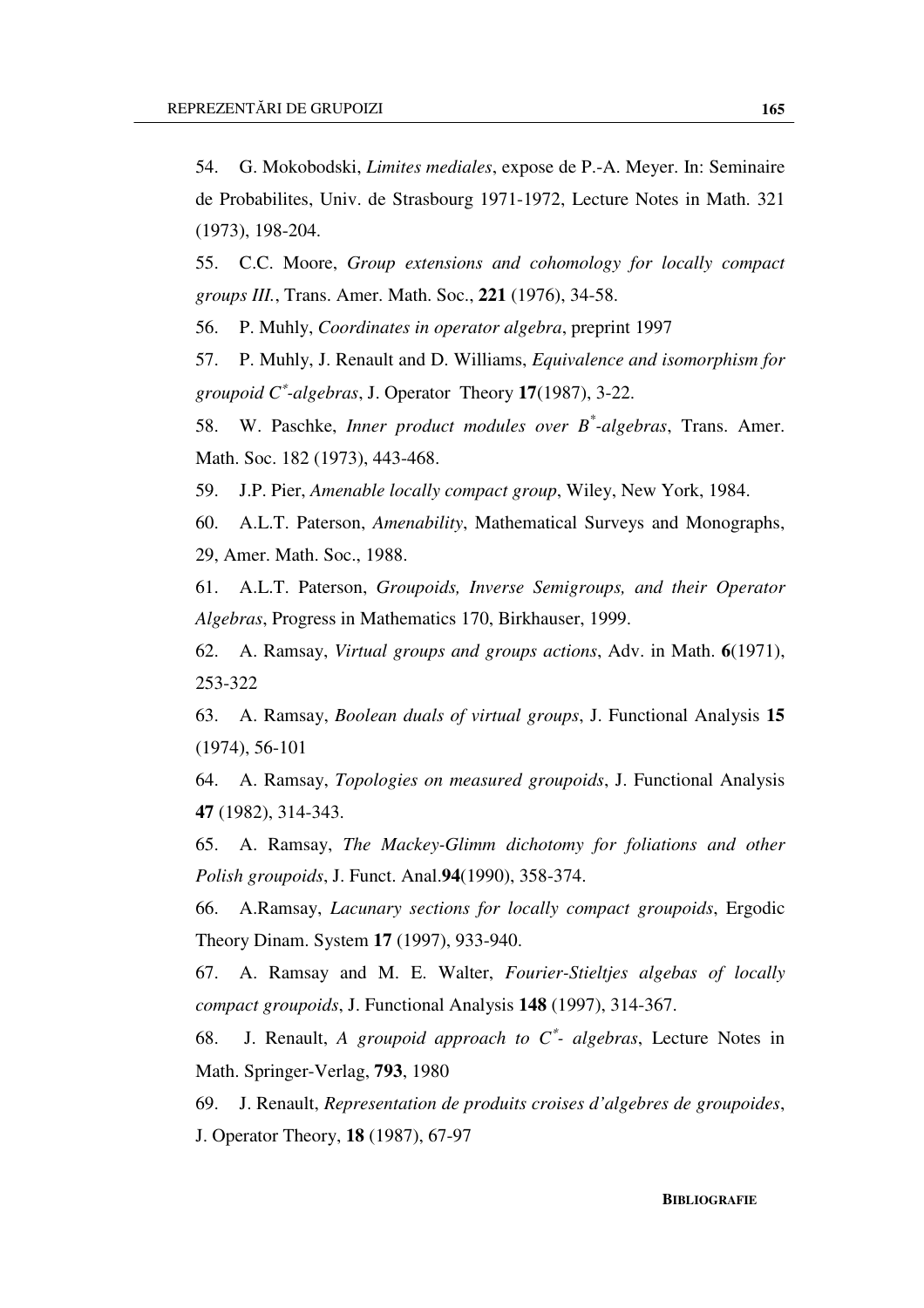54. G. Mokobodski, *Limites mediales*, expose de P.-A. Meyer. In: Seminaire de Probabilites, Univ. de Strasbourg 1971-1972, Lecture Notes in Math. 321 (1973), 198-204.

55. C.C. Moore, *Group extensions and cohomology for locally compact groups III.*, Trans. Amer. Math. Soc., **221** (1976), 34-58.

56. P. Muhly, *Coordinates in operator algebra*, preprint 1997

57. P. Muhly, J. Renault and D. Williams, *Equivalence and isomorphism for groupoid $C^*$-algebras*, J. Operator Theory **17**(1987), 3-22.

58. W. Paschke, *Inner product modules over $B^*$-algebras*, Trans. Amer. Math. Soc. 182 (1973), 443-468.

59. J.P. Pier, *Amenable locally compact group*, Wiley, New York, 1984.

60. A.L.T. Paterson, *Amenability*, Mathematical Surveys and Monographs, 29, Amer. Math. Soc., 1988.

61. A.L.T. Paterson, *Groupoids, Inverse Semigroups, and their Operator Algebras*, Progress in Mathematics 170, Birkhauser, 1999.

62. A. Ramsay, *Virtual groups and groups actions*, Adv. in Math. **6**(1971), 253-322

63. A. Ramsay, *Boolean duals of virtual groups*, J. Functional Analysis **15** (1974), 56-101

64. A. Ramsay, *Topologies on measured groupoids*, J. Functional Analysis **47** (1982), 314-343.

65. A. Ramsay, *The Mackey-Glimm dichotomy for foliations and other Polish groupoids*, J. Funct. Anal.**94**(1990), 358-374.

66. A.Ramsay, *Lacunary sections for locally compact groupoids*, Ergodic Theory Dinam. System **17** (1997), 933-940.

67. A. Ramsay and M. E. Walter, *Fourier-Stieltjes algebas of locally compact groupoids*, J. Functional Analysis **148** (1997), 314-367.

68. J. Renault, *A groupoid approach to $C^*$- algebras*, Lecture Notes in Math. Springer-Verlag, **793**, 1980

69. J. Renault, *Representation de produits croises d'algebres de groupoides*, J. Operator Theory, **18** (1987), 67-97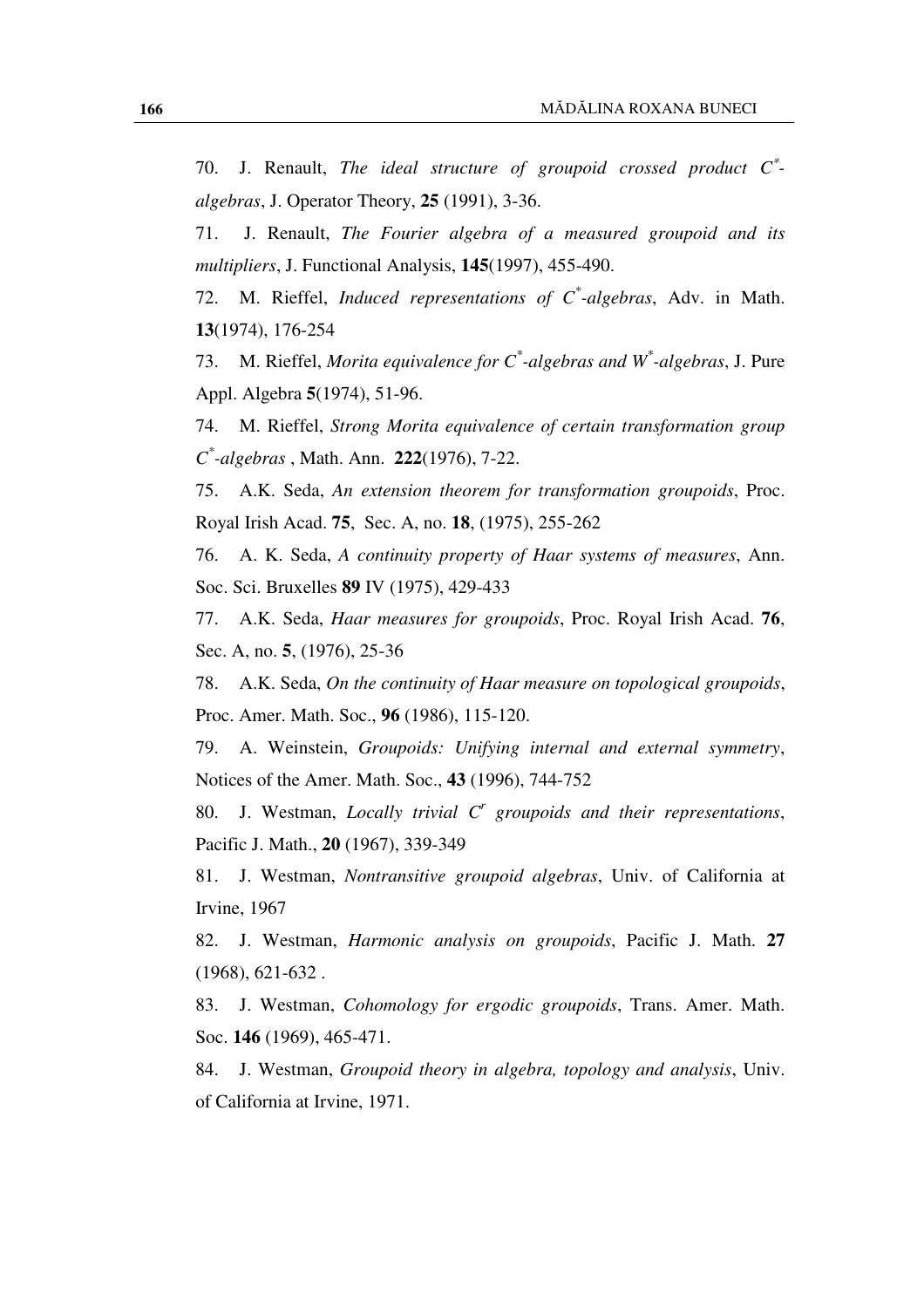70. J. Renault, *The ideal structure of groupoid crossed product $C^*$-algebras*, J. Operator Theory, **25** (1991), 3-36.

71. J. Renault, *The Fourier algebra of a measured groupoid and its multipliers*, J. Functional Analysis, **145**(1997), 455-490.

72. M. Rieffel, *Induced representations of $C^*$-algebras*, Adv. in Math. **13**(1974), 176-254

73. M. Rieffel, *Morita equivalence for $C^*$-algebras and $W^*$-algebras*, J. Pure Appl. Algebra **5**(1974), 51-96.

74. M. Rieffel, *Strong Morita equivalence of certain transformation group $C^*$-algebras* , Math. Ann. **222**(1976), 7-22.

75. A.K. Seda, *An extension theorem for transformation groupoids*, Proc. Royal Irish Acad. **75**, Sec. A, no. **18**, (1975), 255-262

76. A. K. Seda, *A continuity property of Haar systems of measures*, Ann. Soc. Sci. Bruxelles **89** IV (1975), 429-433

77. A.K. Seda, *Haar measures for groupoids*, Proc. Royal Irish Acad. **76**, Sec. A, no. **5**, (1976), 25-36

78. A.K. Seda, *On the continuity of Haar measure on topological groupoids*, Proc. Amer. Math. Soc., **96** (1986), 115-120.

79. A. Weinstein, *Groupoids: Unifying internal and external symmetry*, Notices of the Amer. Math. Soc., **43** (1996), 744-752

80. J. Westman, *Locally trivial $C^r$ groupoids and their representations*, Pacific J. Math., **20** (1967), 339-349

81. J. Westman, *Nontransitive groupoid algebras*, Univ. of California at Irvine, 1967

82. J. Westman, *Harmonic analysis on groupoids*, Pacific J. Math. **27** (1968), 621-632 .

83. J. Westman, *Cohomology for ergodic groupoids*, Trans. Amer. Math. Soc. **146** (1969), 465-471.

84. J. Westman, *Groupoid theory in algebra, topology and analysis*, Univ. of California at Irvine, 1971.